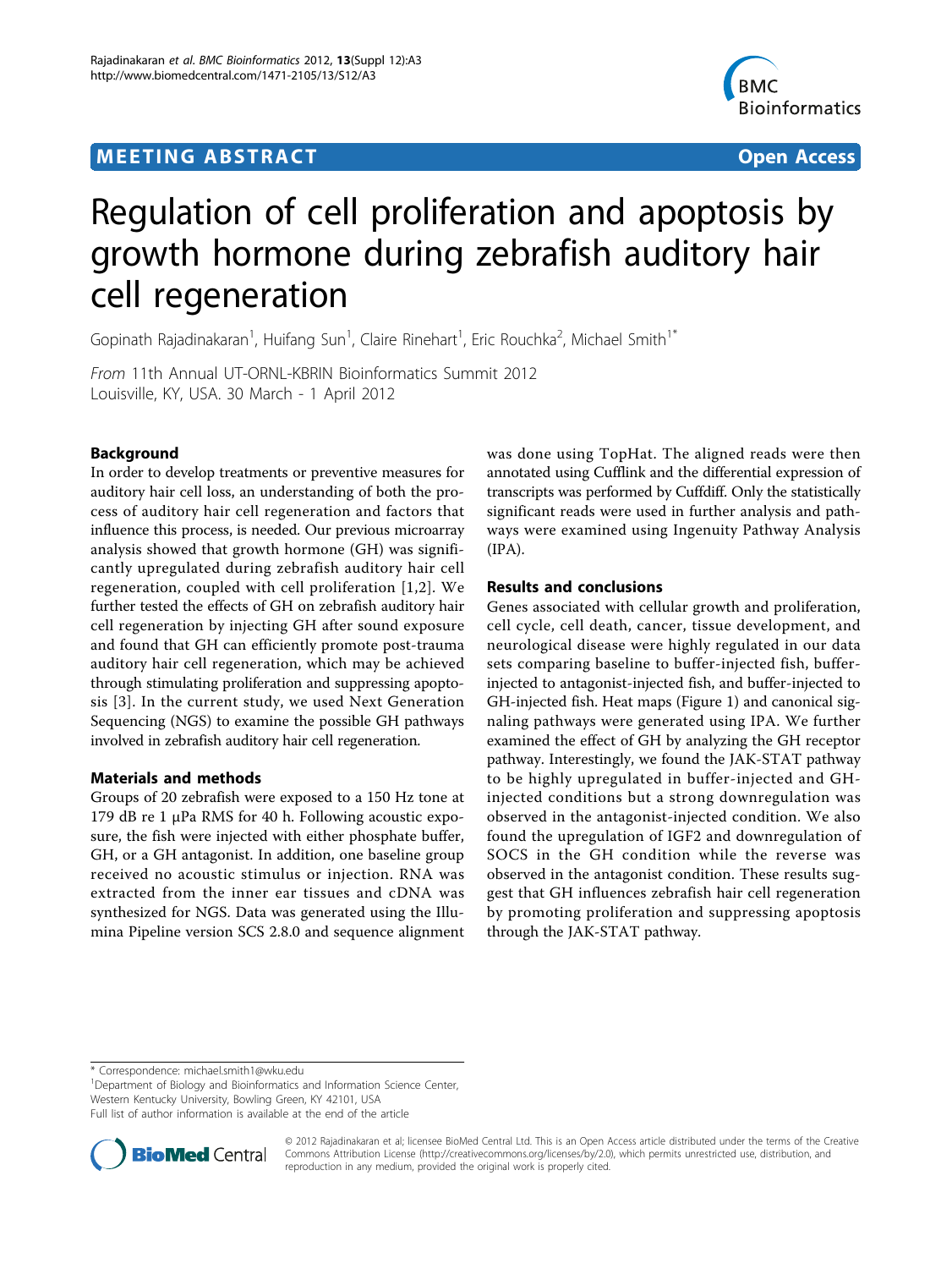MEETING ABSTRACT Open Access

# Regulation of cell proliferation and apoptosis by growth hormone during zebrafish auditory hair cell regeneration

Gopinath Rajadinakaran[1], Huifang Sun[1], Claire Rinehart[1], Eric Rouchka[2], Michael Smith[1*]

*From* 11th Annual UT-ORNL-KBRIN Bioinformatics Summit 2012
Louisville, KY, USA. 30 March - 1 April 2012

## Background

In order to develop treatments or preventive measures for auditory hair cell loss, an understanding of both the process of auditory hair cell regeneration and factors that influence this process, is needed. Our previous microarray analysis showed that growth hormone (GH) was significantly upregulated during zebrafish auditory hair cell regeneration, coupled with cell proliferation [1,2]. We further tested the effects of GH on zebrafish auditory hair cell regeneration by injecting GH after sound exposure and found that GH can efficiently promote post-trauma auditory hair cell regeneration, which may be achieved through stimulating proliferation and suppressing apoptosis [3]. In the current study, we used Next Generation Sequencing (NGS) to examine the possible GH pathways involved in zebrafish auditory hair cell regeneration.

## Materials and methods

Groups of 20 zebrafish were exposed to a 150 Hz tone at 179 dB re 1 µPa RMS for 40 h. Following acoustic exposure, the fish were injected with either phosphate buffer, GH, or a GH antagonist. In addition, one baseline group received no acoustic stimulus or injection. RNA was extracted from the inner ear tissues and cDNA was synthesized for NGS. Data was generated using the Illumina Pipeline version SCS 2.8.0 and sequence alignment was done using TopHat. The aligned reads were then annotated using Cufflink and the differential expression of transcripts was performed by Cuffdiff. Only the statistically significant reads were used in further analysis and pathways were examined using Ingenuity Pathway Analysis (IPA).

## Results and conclusions

Genes associated with cellular growth and proliferation, cell cycle, cell death, cancer, tissue development, and neurological disease were highly regulated in our data sets comparing baseline to buffer-injected fish, buffer-injected to antagonist-injected fish, and buffer-injected to GH-injected fish. Heat maps (Figure 1) and canonical signaling pathways were generated using IPA. We further examined the effect of GH by analyzing the GH receptor pathway. Interestingly, we found the JAK-STAT pathway to be highly upregulated in buffer-injected and GH-injected conditions but a strong downregulation was observed in the antagonist-injected condition. We also found the upregulation of IGF2 and downregulation of SOCS in the GH condition while the reverse was observed in the antagonist condition. These results suggest that GH influences zebrafish hair cell regeneration by promoting proliferation and suppressing apoptosis through the JAK-STAT pathway.

\* Correspondence: michael.smith1@wku.edu
[1]Department of Biology and Bioinformatics and Information Science Center, Western Kentucky University, Bowling Green, KY 42101, USA
Full list of author information is available at the end of the article

© 2012 Rajadinakaran et al; licensee BioMed Central Ltd. This is an Open Access article distributed under the terms of the Creative Commons Attribution License (http://creativecommons.org/licenses/by/2.0), which permits unrestricted use, distribution, and reproduction in any medium, provided the original work is properly cited.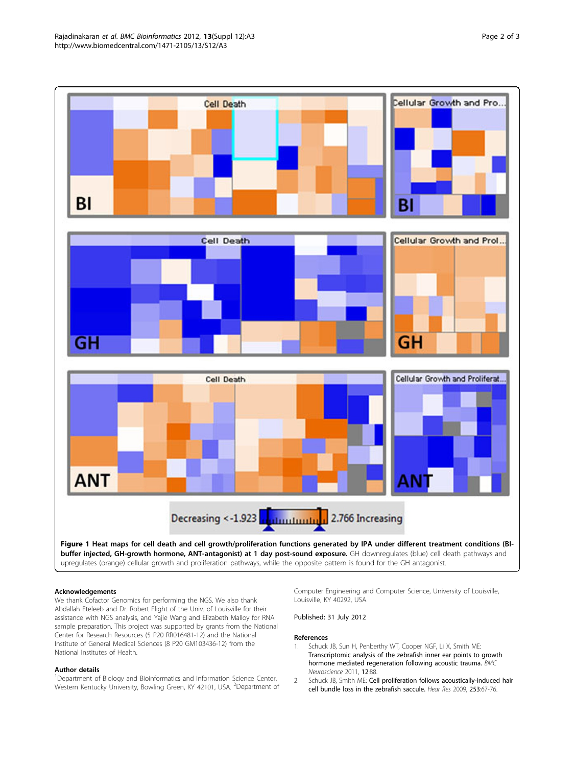**Figure 1 Heat maps for cell death and cell growth/proliferation functions generated by IPA under different treatment conditions (BI-buffer injected, GH-growth hormone, ANT-antagonist) at 1 day post-sound exposure.** GH downregulates (blue) cell death pathways and upregulates (orange) cellular growth and proliferation pathways, while the opposite pattern is found for the GH antagonist.

## Acknowledgements

We thank Cofactor Genomics for performing the NGS. We also thank Abdallah Eteleeb and Dr. Robert Flight of the Univ. of Louisville for their assistance with NGS analysis, and Yajie Wang and Elizabeth Malloy for RNA sample preparation. This project was supported by grants from the National Center for Research Resources (5 P20 RR016481-12) and the National Institute of General Medical Sciences (8 P20 GM103436-12) from the National Institutes of Health.

## Author details

[1]Department of Biology and Bioinformatics and Information Science Center, Western Kentucky University, Bowling Green, KY 42101, USA. [2]Department of Computer Engineering and Computer Science, University of Louisville, Louisville, KY 40292, USA.

Published: 31 July 2012

## References

1. Schuck JB, Sun H, Penberthy WT, Cooper NGF, Li X, Smith ME: **Transcriptomic analysis of the zebrafish inner ear points to growth hormone mediated regeneration following acoustic trauma.** *BMC Neuroscience* 2011, **12**:88.
2. Schuck JB, Smith ME: **Cell proliferation follows acoustically-induced hair cell bundle loss in the zebrafish saccule.** *Hear Res* 2009, **253**:67-76.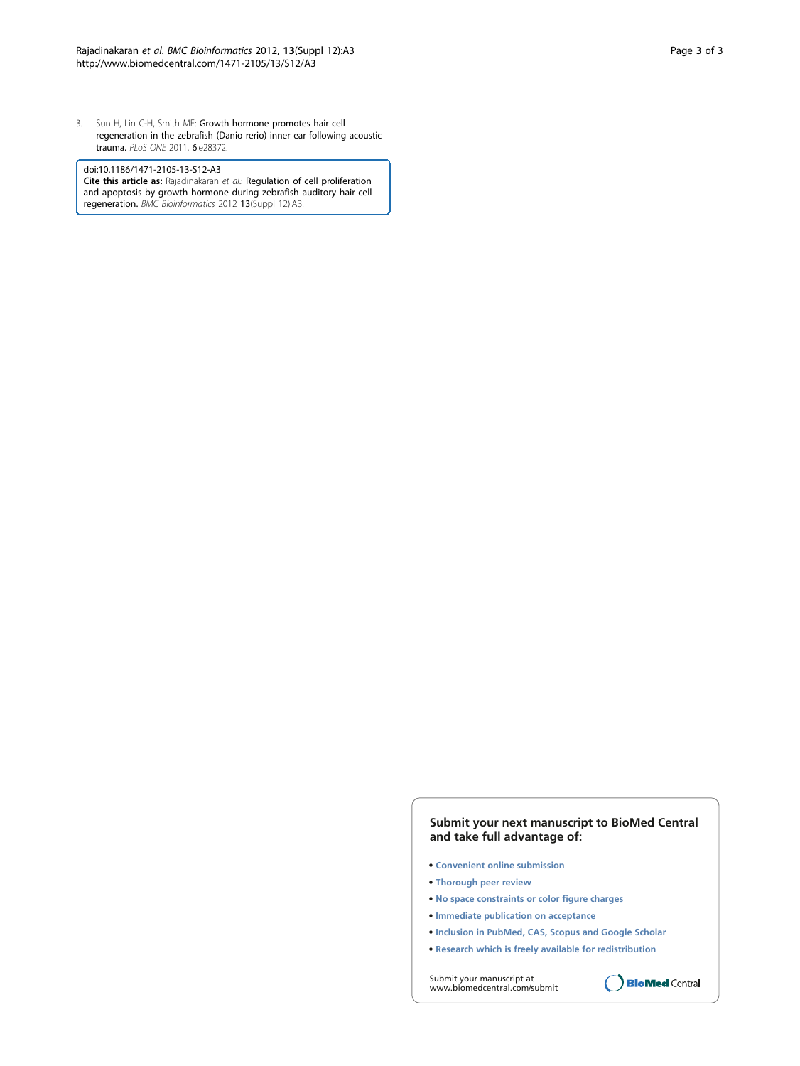3. Sun H, Lin C-H, Smith ME: **Growth hormone promotes hair cell regeneration in the zebrafish (Danio rerio) inner ear following acoustic trauma.** *PLoS ONE* 2011, **6**:e28372.

doi:10.1186/1471-2105-13-S12-A3
**Cite this article as:** Rajadinakaran *et al.*: Regulation of cell proliferation and apoptosis by growth hormone during zebrafish auditory hair cell regeneration. *BMC Bioinformatics* 2012 **13**(Suppl 12):A3.

**Submit your next manuscript to BioMed Central and take full advantage of:**

- **Convenient online submission**
- **Thorough peer review**
- **No space constraints or color figure charges**
- **Immediate publication on acceptance**
- **Inclusion in PubMed, CAS, Scopus and Google Scholar**
- **Research which is freely available for redistribution**

Submit your manuscript at
www.biomedcentral.com/submit

BioMed Central